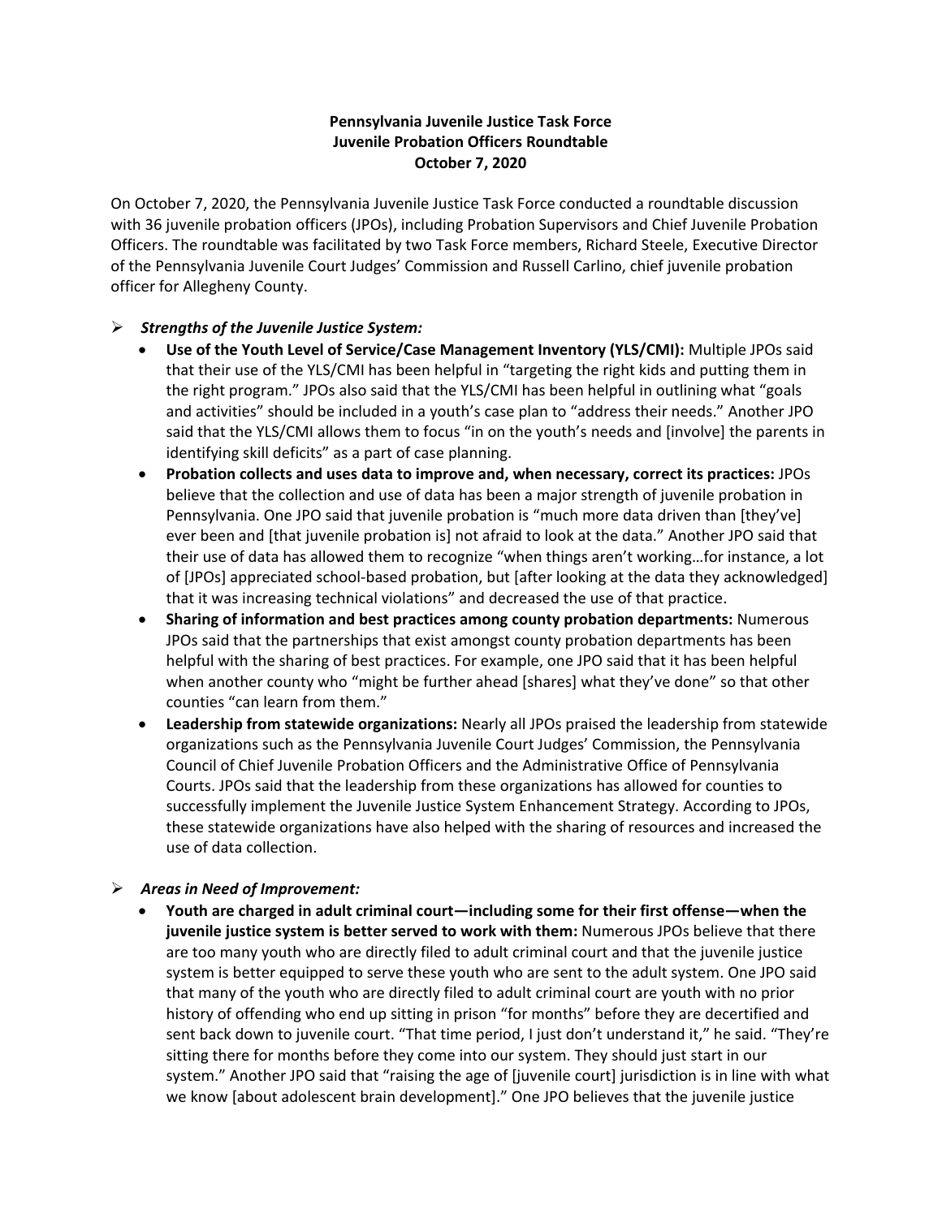**Pennsylvania Juvenile Justice Task Force**
**Juvenile Probation Officers Roundtable**
**October 7, 2020**

On October 7, 2020, the Pennsylvania Juvenile Justice Task Force conducted a roundtable discussion with 36 juvenile probation officers (JPOs), including Probation Supervisors and Chief Juvenile Probation Officers. The roundtable was facilitated by two Task Force members, Richard Steele, Executive Director of the Pennsylvania Juvenile Court Judges' Commission and Russell Carlino, chief juvenile probation officer for Allegheny County.

- ***Strengths of the Juvenile Justice System:***
  - **Use of the Youth Level of Service/Case Management Inventory (YLS/CMI):** Multiple JPOs said that their use of the YLS/CMI has been helpful in "targeting the right kids and putting them in the right program." JPOs also said that the YLS/CMI has been helpful in outlining what "goals and activities" should be included in a youth's case plan to "address their needs." Another JPO said that the YLS/CMI allows them to focus "in on the youth's needs and [involve] the parents in identifying skill deficits" as a part of case planning.
  - **Probation collects and uses data to improve and, when necessary, correct its practices:** JPOs believe that the collection and use of data has been a major strength of juvenile probation in Pennsylvania. One JPO said that juvenile probation is "much more data driven than [they've] ever been and [that juvenile probation is] not afraid to look at the data." Another JPO said that their use of data has allowed them to recognize "when things aren't working…for instance, a lot of [JPOs] appreciated school-based probation, but [after looking at the data they acknowledged] that it was increasing technical violations" and decreased the use of that practice.
  - **Sharing of information and best practices among county probation departments:** Numerous JPOs said that the partnerships that exist amongst county probation departments has been helpful with the sharing of best practices. For example, one JPO said that it has been helpful when another county who "might be further ahead [shares] what they've done" so that other counties "can learn from them."
  - **Leadership from statewide organizations:** Nearly all JPOs praised the leadership from statewide organizations such as the Pennsylvania Juvenile Court Judges' Commission, the Pennsylvania Council of Chief Juvenile Probation Officers and the Administrative Office of Pennsylvania Courts. JPOs said that the leadership from these organizations has allowed for counties to successfully implement the Juvenile Justice System Enhancement Strategy. According to JPOs, these statewide organizations have also helped with the sharing of resources and increased the use of data collection.

- ***Areas in Need of Improvement:***
  - **Youth are charged in adult criminal court—including some for their first offense—when the juvenile justice system is better served to work with them:** Numerous JPOs believe that there are too many youth who are directly filed to adult criminal court and that the juvenile justice system is better equipped to serve these youth who are sent to the adult system. One JPO said that many of the youth who are directly filed to adult criminal court are youth with no prior history of offending who end up sitting in prison "for months" before they are decertified and sent back down to juvenile court. "That time period, I just don't understand it," he said. "They're sitting there for months before they come into our system. They should just start in our system." Another JPO said that "raising the age of [juvenile court] jurisdiction is in line with what we know [about adolescent brain development]." One JPO believes that the juvenile justice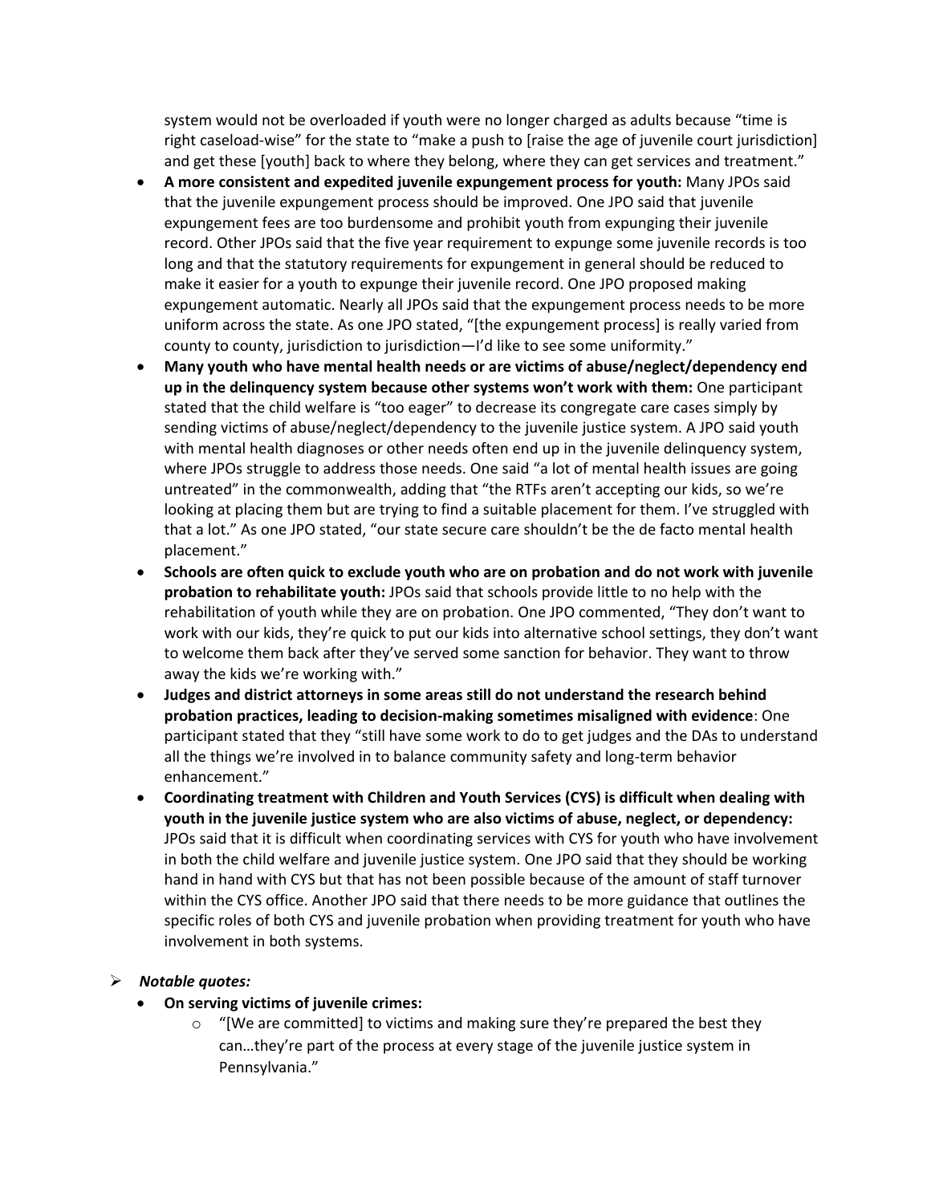system would not be overloaded if youth were no longer charged as adults because "time is right caseload-wise" for the state to "make a push to [raise the age of juvenile court jurisdiction] and get these [youth] back to where they belong, where they can get services and treatment."

- **A more consistent and expedited juvenile expungement process for youth:** Many JPOs said that the juvenile expungement process should be improved. One JPO said that juvenile expungement fees are too burdensome and prohibit youth from expunging their juvenile record. Other JPOs said that the five year requirement to expunge some juvenile records is too long and that the statutory requirements for expungement in general should be reduced to make it easier for a youth to expunge their juvenile record. One JPO proposed making expungement automatic. Nearly all JPOs said that the expungement process needs to be more uniform across the state. As one JPO stated, "[the expungement process] is really varied from county to county, jurisdiction to jurisdiction—I'd like to see some uniformity."
- **Many youth who have mental health needs or are victims of abuse/neglect/dependency end up in the delinquency system because other systems won't work with them:** One participant stated that the child welfare is "too eager" to decrease its congregate care cases simply by sending victims of abuse/neglect/dependency to the juvenile justice system. A JPO said youth with mental health diagnoses or other needs often end up in the juvenile delinquency system, where JPOs struggle to address those needs. One said "a lot of mental health issues are going untreated" in the commonwealth, adding that "the RTFs aren't accepting our kids, so we're looking at placing them but are trying to find a suitable placement for them. I've struggled with that a lot." As one JPO stated, "our state secure care shouldn't be the de facto mental health placement."
- **Schools are often quick to exclude youth who are on probation and do not work with juvenile probation to rehabilitate youth:** JPOs said that schools provide little to no help with the rehabilitation of youth while they are on probation. One JPO commented, "They don't want to work with our kids, they're quick to put our kids into alternative school settings, they don't want to welcome them back after they've served some sanction for behavior. They want to throw away the kids we're working with."
- **Judges and district attorneys in some areas still do not understand the research behind probation practices, leading to decision-making sometimes misaligned with evidence**: One participant stated that they "still have some work to do to get judges and the DAs to understand all the things we're involved in to balance community safety and long-term behavior enhancement."
- **Coordinating treatment with Children and Youth Services (CYS) is difficult when dealing with youth in the juvenile justice system who are also victims of abuse, neglect, or dependency:** JPOs said that it is difficult when coordinating services with CYS for youth who have involvement in both the child welfare and juvenile justice system. One JPO said that they should be working hand in hand with CYS but that has not been possible because of the amount of staff turnover within the CYS office. Another JPO said that there needs to be more guidance that outlines the specific roles of both CYS and juvenile probation when providing treatment for youth who have involvement in both systems.

- ***Notable quotes:***
  - **On serving victims of juvenile crimes:**
    - "[We are committed] to victims and making sure they're prepared the best they can…they're part of the process at every stage of the juvenile justice system in Pennsylvania."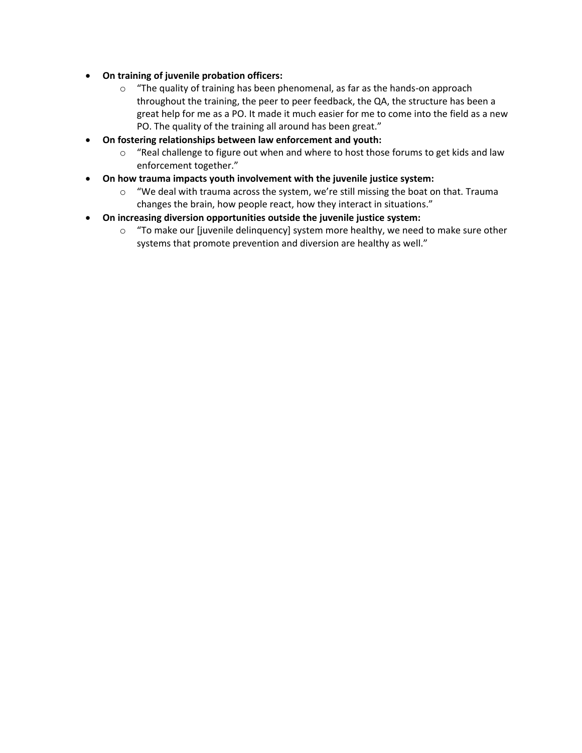- **On training of juvenile probation officers:**
    - "The quality of training has been phenomenal, as far as the hands-on approach throughout the training, the peer to peer feedback, the QA, the structure has been a great help for me as a PO. It made it much easier for me to come into the field as a new PO. The quality of the training all around has been great."
- **On fostering relationships between law enforcement and youth:**
    - "Real challenge to figure out when and where to host those forums to get kids and law enforcement together."
- **On how trauma impacts youth involvement with the juvenile justice system:**
    - "We deal with trauma across the system, we're still missing the boat on that. Trauma changes the brain, how people react, how they interact in situations."
- **On increasing diversion opportunities outside the juvenile justice system:**
    - "To make our [juvenile delinquency] system more healthy, we need to make sure other systems that promote prevention and diversion are healthy as well."